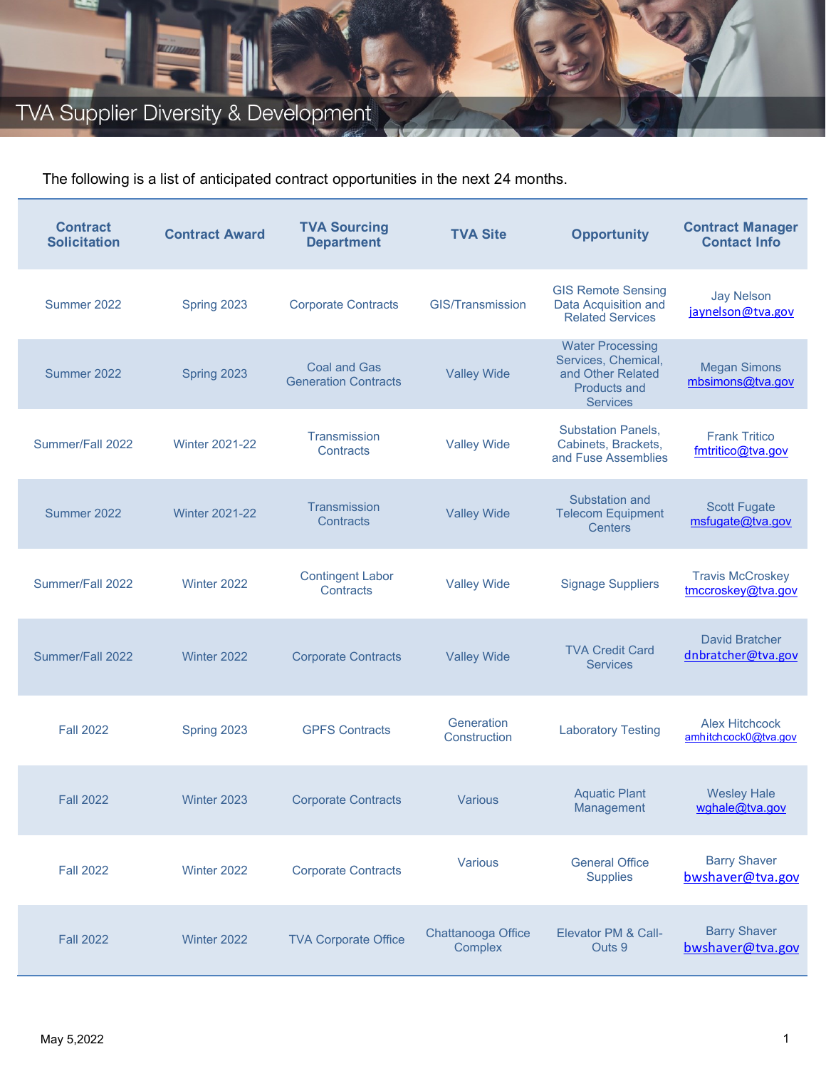# TVA Supplier Diversity & Development

The following is a list of anticipated contract opportunities in the next 24 months.

| Contract Solicitation | Contract Award | TVA Sourcing Department | TVA Site | Opportunity | Contract Manager Contact Info |
|---|---|---|---|---|---|
| Summer 2022 | Spring 2023 | Corporate Contracts | GIS/Transmission | GIS Remote Sensing Data Acquisition and Related Services | Jay Nelson jaynelson@tva.gov |
| Summer 2022 | Spring 2023 | Coal and Gas Generation Contracts | Valley Wide | Water Processing Services, Chemical, and Other Related Products and Services | Megan Simons mbsimons@tva.gov |
| Summer/Fall 2022 | Winter 2021-22 | Transmission Contracts | Valley Wide | Substation Panels, Cabinets, Brackets, and Fuse Assemblies | Frank Tritico fmtritico@tva.gov |
| Summer 2022 | Winter 2021-22 | Transmission Contracts | Valley Wide | Substation and Telecom Equipment Centers | Scott Fugate msfugate@tva.gov |
| Summer/Fall 2022 | Winter 2022 | Contingent Labor Contracts | Valley Wide | Signage Suppliers | Travis McCroskey tmccroskey@tva.gov |
| Summer/Fall 2022 | Winter 2022 | Corporate Contracts | Valley Wide | TVA Credit Card Services | David Bratcher dnbratcher@tva.gov |
| Fall 2022 | Spring 2023 | GPFS Contracts | Generation Construction | Laboratory Testing | Alex Hitchcock amhitchcock0@tva.gov |
| Fall 2022 | Winter 2023 | Corporate Contracts | Various | Aquatic Plant Management | Wesley Hale wghale@tva.gov |
| Fall 2022 | Winter 2022 | Corporate Contracts | Various | General Office Supplies | Barry Shaver bwshaver@tva.gov |
| Fall 2022 | Winter 2022 | TVA Corporate Office | Chattanooga Office Complex | Elevator PM & Call-Outs 9 | Barry Shaver bwshaver@tva.gov |

May 5,2022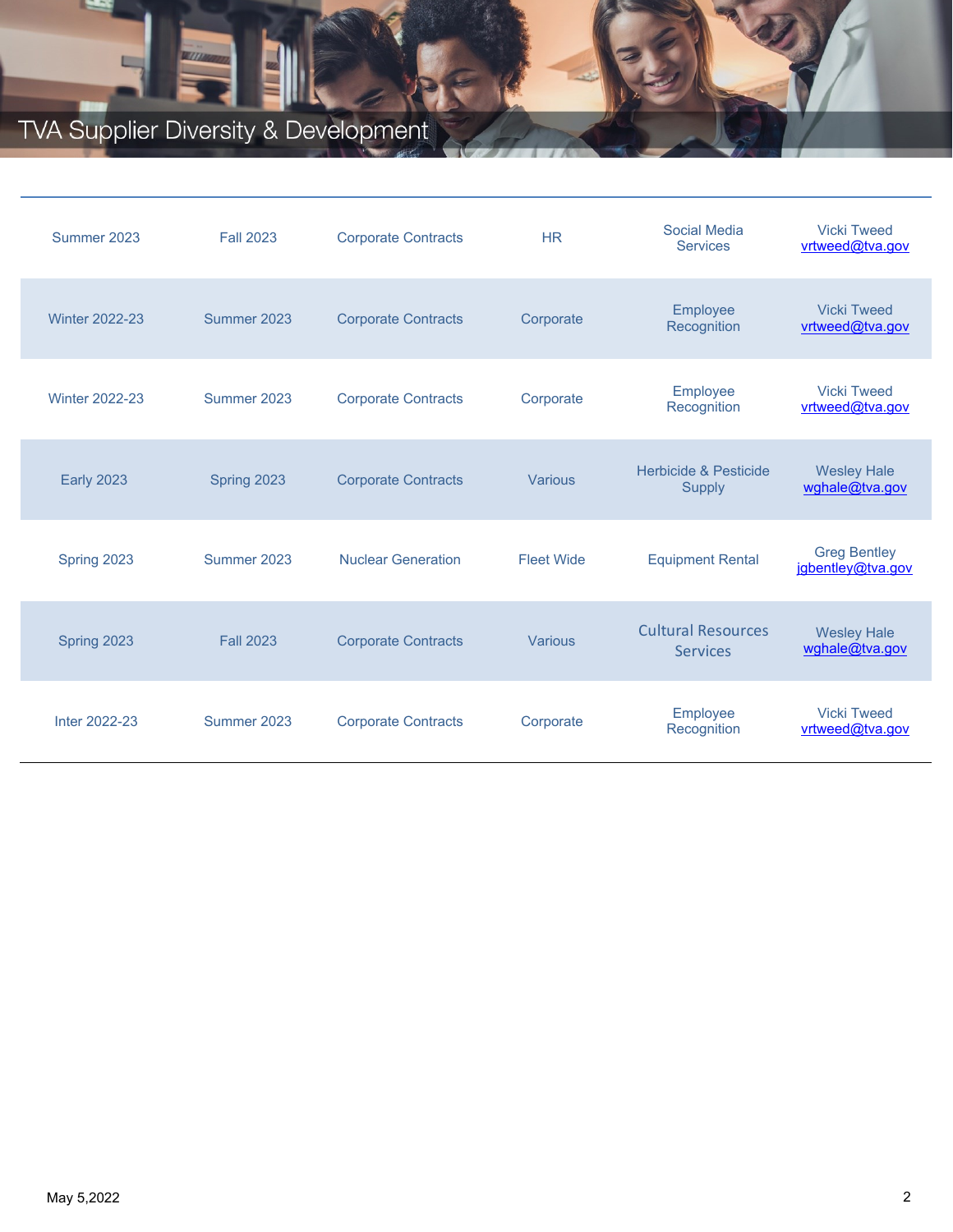# TVA Supplier Diversity & Development

| | | | | | |
|---|---|---|---|---|---|
| Summer 2023 | Fall 2023 | Corporate Contracts | HR | Social Media Services | Vicki Tweed vrtweed@tva.gov |
| Winter 2022-23 | Summer 2023 | Corporate Contracts | Corporate | Employee Recognition | Vicki Tweed vrtweed@tva.gov |
| Winter 2022-23 | Summer 2023 | Corporate Contracts | Corporate | Employee Recognition | Vicki Tweed vrtweed@tva.gov |
| Early 2023 | Spring 2023 | Corporate Contracts | Various | Herbicide & Pesticide Supply | Wesley Hale wghale@tva.gov |
| Spring 2023 | Summer 2023 | Nuclear Generation | Fleet Wide | Equipment Rental | Greg Bentley jgbentley@tva.gov |
| Spring 2023 | Fall 2023 | Corporate Contracts | Various | Cultural Resources Services | Wesley Hale wghale@tva.gov |
| Inter 2022-23 | Summer 2023 | Corporate Contracts | Corporate | Employee Recognition | Vicki Tweed vrtweed@tva.gov |

May 5,2022